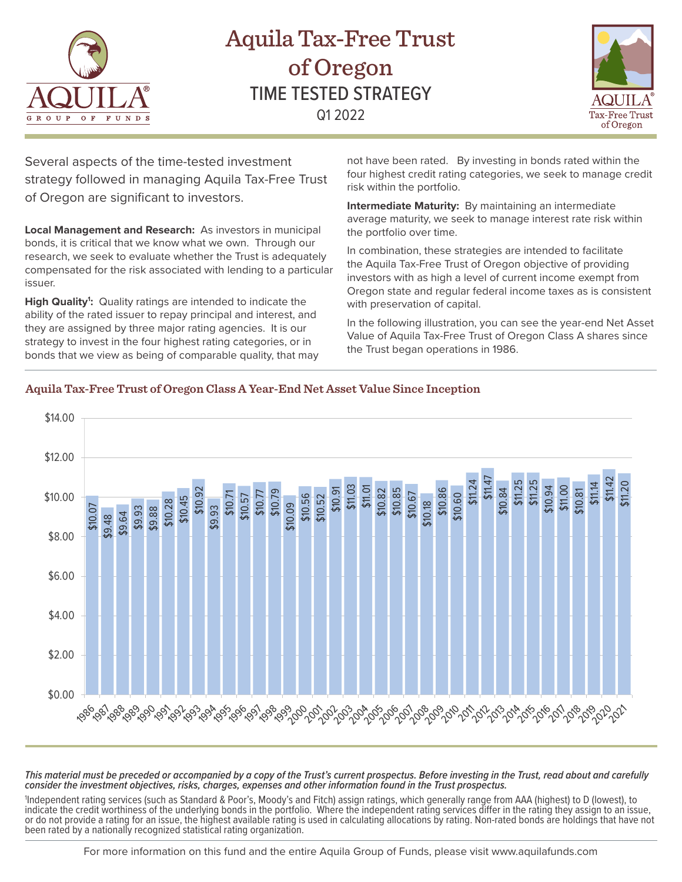# Aquila Tax-Free Trust of Oregon

## TIME TESTED STRATEGY

Q1 2022

Several aspects of the time-tested investment strategy followed in managing Aquila Tax-Free Trust of Oregon are significant to investors.

**Local Management and Research:** As investors in municipal bonds, it is critical that we know what we own. Through our research, we seek to evaluate whether the Trust is adequately compensated for the risk associated with lending to a particular issuer.

**High Quality[1]:** Quality ratings are intended to indicate the ability of the rated issuer to repay principal and interest, and they are assigned by three major rating agencies. It is our strategy to invest in the four highest rating categories, or in bonds that we view as being of comparable quality, that may not have been rated. By investing in bonds rated within the four highest credit rating categories, we seek to manage credit risk within the portfolio.

**Intermediate Maturity:** By maintaining an intermediate average maturity, we seek to manage interest rate risk within the portfolio over time.

In combination, these strategies are intended to facilitate the Aquila Tax-Free Trust of Oregon objective of providing investors with as high a level of current income exempt from Oregon state and regular federal income taxes as is consistent with preservation of capital.

In the following illustration, you can see the year-end Net Asset Value of Aquila Tax-Free Trust of Oregon Class A shares since the Trust began operations in 1986.

### Aquila Tax-Free Trust of Oregon Class A Year-End Net Asset Value Since Inception

| Year | NAV |
|---|---|
| 1986 | $10.07 |
| 1987 | $9.48 |
| 1988 | $9.64 |
| 1989 | $9.93 |
| 1990 | $9.88 |
| 1991 | $10.28 |
| 1992 | $10.45 |
| 1993 | $10.92 |
| 1994 | $9.93 |
| 1995 | $10.71 |
| 1996 | $10.57 |
| 1997 | $10.77 |
| 1998 | $10.79 |
| 1999 | $10.09 |
| 2000 | $10.56 |
| 2001 | $10.52 |
| 2002 | $10.91 |
| 2003 | $11.03 |
| 2004 | $11.01 |
| 2005 | $10.82 |
| 2006 | $10.85 |
| 2007 | $10.67 |
| 2008 | $10.18 |
| 2009 | $10.86 |
| 2010 | $10.60 |
| 2011 | $11.24 |
| 2012 | $11.47 |
| 2013 | $10.84 |
| 2014 | $11.25 |
| 2015 | $11.25 |
| 2016 | $10.94 |
| 2017 | $11.00 |
| 2018 | $10.81 |
| 2019 | $11.14 |
| 2020 | $11.42 |
| 2021 | $11.20 |

***This material must be preceded or accompanied by a copy of the Trust's current prospectus. Before investing in the Trust, read about and carefully consider the investment objectives, risks, charges, expenses and other information found in the Trust prospectus.***

[1]Independent rating services (such as Standard & Poor's, Moody's and Fitch) assign ratings, which generally range from AAA (highest) to D (lowest), to indicate the credit worthiness of the underlying bonds in the portfolio. Where the independent rating services differ in the rating they assign to an issue, or do not provide a rating for an issue, the highest available rating is used in calculating allocations by rating. Non-rated bonds are holdings that have not been rated by a nationally recognized statistical rating organization.

For more information on this fund and the entire Aquila Group of Funds, please visit www.aquilafunds.com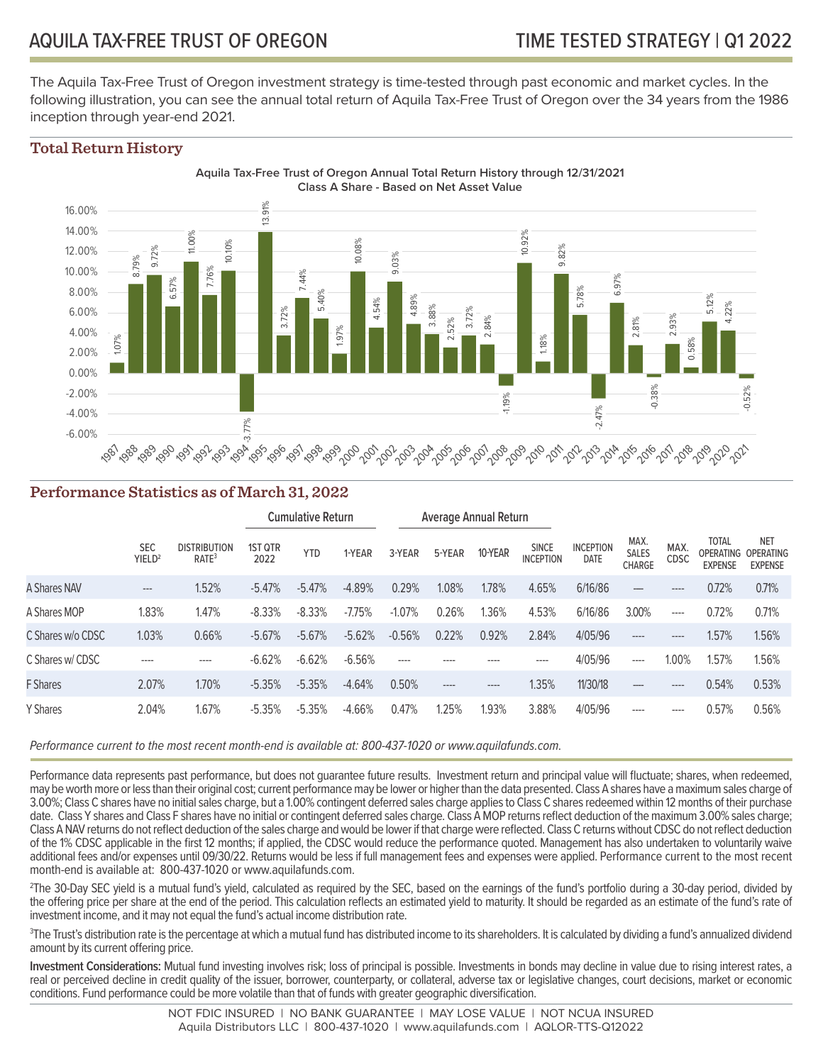# AQUILA TAX-FREE TRUST OF OREGON

# TIME TESTED STRATEGY | Q1 2022

The Aquila Tax-Free Trust of Oregon investment strategy is time-tested through past economic and market cycles. In the following illustration, you can see the annual total return of Aquila Tax-Free Trust of Oregon over the 34 years from the 1986 inception through year-end 2021.

## Total Return History

Aquila Tax-Free Trust of Oregon Annual Total Return History through 12/31/2021
Class A Share - Based on Net Asset Value

16.00%
14.00%
12.00%
10.00%
8.00%
6.00%
4.00%
2.00%
0.00%
-2.00%
-4.00%
-6.00%

1987 1.07%
1988 8.79%
1989 9.72%
1990 6.57%
1991 11.00%
1992 7.76%
1993 10.10%
1994 -3.77%
1995 13.91%
1996 3.72%
1997 7.44%
1998 5.40%
1999 1.97%
2000 10.08%
2001 4.54%
2002 9.03%
2003 4.89%
2004 3.88%
2005 2.52%
2006 3.72%
2007 2.84%
2008 -1.19%
2009 10.92%
2010 1.18%
2011 9.82%
2012 5.78%
2013 -2.47%
2014 6.97%
2015 2.81%
2016 -0.38%
2017 2.93%
2018 0.58%
2019 5.12%
2020 4.22%
2021 -0.52%

## Performance Statistics as of March 31, 2022

| | | | Cumulative Return | | | Average Annual Return | | | | | | | | |
|---|---|---|---|---|---|---|---|---|---|---|---|---|---|---|
| | SEC YIELD[2] | DISTRIBUTION RATE[3] | 1ST QTR 2022 | YTD | 1-YEAR | 3-YEAR | 5-YEAR | 10-YEAR | SINCE INCEPTION | INCEPTION DATE | MAX. SALES CHARGE | MAX. CDSC | TOTAL OPERATING EXPENSE | NET OPERATING EXPENSE |
| A Shares NAV | --- | 1.52% | -5.47% | -5.47% | -4.89% | 0.29% | 1.08% | 1.78% | 4.65% | 6/16/86 | — | ---- | 0.72% | 0.71% |
| A Shares MOP | 1.83% | 1.47% | -8.33% | -8.33% | -7.75% | -1.07% | 0.26% | 1.36% | 4.53% | 6/16/86 | 3.00% | ---- | 0.72% | 0.71% |
| C Shares w/o CDSC | 1.03% | 0.66% | -5.67% | -5.67% | -5.62% | -0.56% | 0.22% | 0.92% | 2.84% | 4/05/96 | ---- | ---- | 1.57% | 1.56% |
| C Shares w/ CDSC | ---- | ---- | -6.62% | -6.62% | -6.56% | ---- | ---- | ---- | ---- | 4/05/96 | ---- | 1.00% | 1.57% | 1.56% |
| F Shares | 2.07% | 1.70% | -5.35% | -5.35% | -4.64% | 0.50% | ---- | ---- | 1.35% | 11/30/18 | --- | ---- | 0.54% | 0.53% |
| Y Shares | 2.04% | 1.67% | -5.35% | -5.35% | -4.66% | 0.47% | 1.25% | 1.93% | 3.88% | 4/05/96 | ---- | ---- | 0.57% | 0.56% |

*Performance current to the most recent month-end is available at: 800-437-1020 or www.aquilafunds.com.*

Performance data represents past performance, but does not guarantee future results. Investment return and principal value will fluctuate; shares, when redeemed, may be worth more or less than their original cost; current performance may be lower or higher than the data presented. Class A shares have a maximum sales charge of 3.00%; Class C shares have no initial sales charge, but a 1.00% contingent deferred sales charge applies to Class C shares redeemed within 12 months of their purchase date. Class Y shares and Class F shares have no initial or contingent deferred sales charge. Class A MOP returns reflect deduction of the maximum 3.00% sales charge; Class A NAV returns do not reflect deduction of the sales charge and would be lower if that charge were reflected. Class C returns without CDSC do not reflect deduction of the 1% CDSC applicable in the first 12 months; if applied, the CDSC would reduce the performance quoted. Management has also undertaken to voluntarily waive additional fees and/or expenses until 09/30/22. Returns would be less if full management fees and expenses were applied. Performance current to the most recent month-end is available at: 800-437-1020 or www.aquilafunds.com.

[2]The 30-Day SEC yield is a mutual fund's yield, calculated as required by the SEC, based on the earnings of the fund's portfolio during a 30-day period, divided by the offering price per share at the end of the period. This calculation reflects an estimated yield to maturity. It should be regarded as an estimate of the fund's rate of investment income, and it may not equal the fund's actual income distribution rate.

[3]The Trust's distribution rate is the percentage at which a mutual fund has distributed income to its shareholders. It is calculated by dividing a fund's annualized dividend amount by its current offering price.

**Investment Considerations:** Mutual fund investing involves risk; loss of principal is possible. Investments in bonds may decline in value due to rising interest rates, a real or perceived decline in credit quality of the issuer, borrower, counterparty, or collateral, adverse tax or legislative changes, court decisions, market or economic conditions. Fund performance could be more volatile than that of funds with greater geographic diversification.

NOT FDIC INSURED | NO BANK GUARANTEE | MAY LOSE VALUE | NOT NCUA INSURED
Aquila Distributors LLC | 800-437-1020 | www.aquilafunds.com | AQLOR-TTS-Q12022